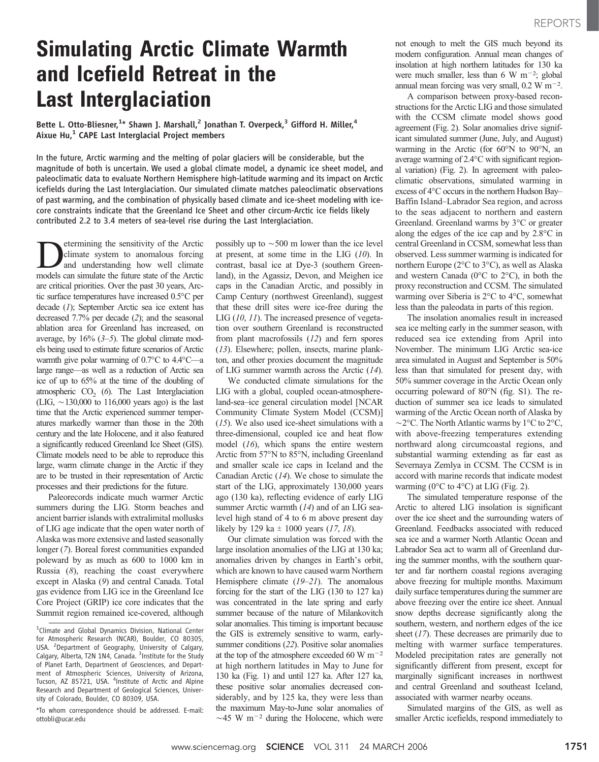# Simulating Arctic Climate Warmth and Icefield Retreat in the Last Interglaciation

**Bette L. Otto-Bliesner,[1]* Shawn J. Marshall,[2] Jonathan T. Overpeck,[3] Gifford H. Miller,[4] Aixue Hu,[1] CAPE Last Interglacial Project members**

In the future, Arctic warming and the melting of polar glaciers will be considerable, but the magnitude of both is uncertain. We used a global climate model, a dynamic ice sheet model, and paleoclimatic data to evaluate Northern Hemisphere high-latitude warming and its impact on Arctic icefields during the Last Interglaciation. Our simulated climate matches paleoclimatic observations of past warming, and the combination of physically based climate and ice-sheet modeling with ice-core constraints indicate that the Greenland Ice Sheet and other circum-Arctic ice fields likely contributed 2.2 to 3.4 meters of sea-level rise during the Last Interglaciation.

Determining the sensitivity of the Arctic climate system to anomalous forcing and understanding how well climate models can simulate the future state of the Arctic are critical priorities. Over the past 30 years, Arctic surface temperatures have increased 0.5°C per decade (*1*); September Arctic sea ice extent has decreased 7.7% per decade (*2*); and the seasonal ablation area for Greenland has increased, on average, by 16% (*3*–*5*). The global climate models being used to estimate future scenarios of Arctic warmth give polar warming of 0.7°C to 4.4°C—a large range—as well as a reduction of Arctic sea ice of up to 65% at the time of the doubling of atmospheric $CO_2$ (*6*). The Last Interglaciation (LIG, ~130,000 to 116,000 years ago) is the last time that the Arctic experienced summer temperatures markedly warmer than those in the 20th century and the late Holocene, and it also featured a significantly reduced Greenland Ice Sheet (GIS). Climate models need to be able to reproduce this large, warm climate change in the Arctic if they are to be trusted in their representation of Arctic processes and their predictions for the future.

Paleorecords indicate much warmer Arctic summers during the LIG. Storm beaches and ancient barrier islands with extralimital mollusks of LIG age indicate that the open water north of Alaska was more extensive and lasted seasonally longer (*7*). Boreal forest communities expanded poleward by as much as 600 to 1000 km in Russia (*8*), reaching the coast everywhere except in Alaska (*9*) and central Canada. Total gas evidence from LIG ice in the Greenland Ice Core Project (GRIP) ice core indicates that the Summit region remained ice-covered, although possibly up to ~500 m lower than the ice level at present, at some time in the LIG (*10*). In contrast, basal ice at Dye-3 (southern Greenland), in the Agassiz, Devon, and Meighen ice caps in the Canadian Arctic, and possibly in Camp Century (northwest Greenland), suggest that these drill sites were ice-free during the LIG (*10*, *11*). The increased presence of vegetation over southern Greenland is reconstructed from plant macrofossils (*12*) and fern spores (*13*). Elsewhere; pollen, insects, marine plankton, and other proxies document the magnitude of LIG summer warmth across the Arctic (*14*).

We conducted climate simulations for the LIG with a global, coupled ocean-atmosphere-land-sea–ice general circulation model [NCAR Community Climate System Model (CCSM)] (*15*). We also used ice-sheet simulations with a three-dimensional, coupled ice and heat flow model (*16*), which spans the entire western Arctic from 57°N to 85°N, including Greenland and smaller scale ice caps in Iceland and the Canadian Arctic (*14*). We chose to simulate the start of the LIG, approximately 130,000 years ago (130 ka), reflecting evidence of early LIG summer Arctic warmth (*14*) and of an LIG sea-level high stand of 4 to 6 m above present day likely by 129 ka ± 1000 years (*17*, *18*).

Our climate simulation was forced with the large insolation anomalies of the LIG at 130 ka; anomalies driven by changes in Earth's orbit, which are known to have caused warm Northern Hemisphere climate (*19*–*21*). The anomalous forcing for the start of the LIG (130 to 127 ka) was concentrated in the late spring and early summer because of the nature of Milankovitch solar anomalies. This timing is important because the GIS is extremely sensitive to warm, early-summer conditions (*22*). Positive solar anomalies at the top of the atmosphere exceeded 60 W $m^{-2}$ at high northern latitudes in May to June for 130 ka (Fig. 1) and until 127 ka. After 127 ka, these positive solar anomalies decreased considerably, and by 125 ka, they were less than the maximum May-to-June solar anomalies of ~45 W $m^{-2}$ during the Holocene, which were not enough to melt the GIS much beyond its modern configuration. Annual mean changes of insolation at high northern latitudes for 130 ka were much smaller, less than 6 W $m^{-2}$; global annual mean forcing was very small, 0.2 W $m^{-2}$.

A comparison between proxy-based reconstructions for the Arctic LIG and those simulated with the CCSM climate model shows good agreement (Fig. 2). Solar anomalies drive significant simulated summer (June, July, and August) warming in the Arctic (for 60°N to 90°N, an average warming of 2.4°C with significant regional variation) (Fig. 2). In agreement with paleoclimatic observations, simulated warming in excess of 4°C occurs in the northern Hudson Bay–Baffin Island–Labrador Sea region, and across to the seas adjacent to northern and eastern Greenland. Greenland warms by 3°C or greater along the edges of the ice cap and by 2.8°C in central Greenland in CCSM, somewhat less than observed. Less summer warming is indicated for northern Europe (2°C to 3°C), as well as Alaska and western Canada (0°C to 2°C), in both the proxy reconstruction and CCSM. The simulated warming over Siberia is 2°C to 4°C, somewhat less than the paleodata in parts of this region.

The insolation anomalies result in increased sea ice melting early in the summer season, with reduced sea ice extending from April into November. The minimum LIG Arctic sea-ice area simulated in August and September is 50% less than that simulated for present day, with 50% summer coverage in the Arctic Ocean only occurring poleward of 80°N (fig. S1). The reduction of summer sea ice leads to simulated warming of the Arctic Ocean north of Alaska by ~2°C. The North Atlantic warms by 1°C to 2°C, with above-freezing temperatures extending northward along circumcoastal regions, and substantial warming extending as far east as Severnaya Zemlya in CCSM. The CCSM is in accord with marine records that indicate modest warming (0°C to 4°C) at LIG (Fig. 2).

The simulated temperature response of the Arctic to altered LIG insolation is significant over the ice sheet and the surrounding waters of Greenland. Feedbacks associated with reduced sea ice and a warmer North Atlantic Ocean and Labrador Sea act to warm all of Greenland during the summer months, with the southern quarter and far northern coastal regions averaging above freezing for multiple months. Maximum daily surface temperatures during the summer are above freezing over the entire ice sheet. Annual snow depths decrease significantly along the southern, western, and northern edges of the ice sheet (*17*). These decreases are primarily due to melting with warmer surface temperatures. Modeled precipitation rates are generally not significantly different from present, except for marginally significant increases in northwest and central Greenland and southeast Iceland, associated with warmer nearby oceans.

Simulated margins of the GIS, as well as smaller Arctic icefields, respond immediately to

[1]Climate and Global Dynamics Division, National Center for Atmospheric Research (NCAR), Boulder, CO 80305, USA. [2]Department of Geography, University of Calgary, Calgary, Alberta, T2N 1N4, Canada. [3]Institute for the Study of Planet Earth, Department of Geosciences, and Department of Atmospheric Sciences, University of Arizona, Tucson, AZ 85721, USA. [4]Institute of Arctic and Alpine Research and Department of Geological Sciences, University of Colorado, Boulder, CO 80309, USA.

*To whom correspondence should be addressed. E-mail: ottobli@ucar.edu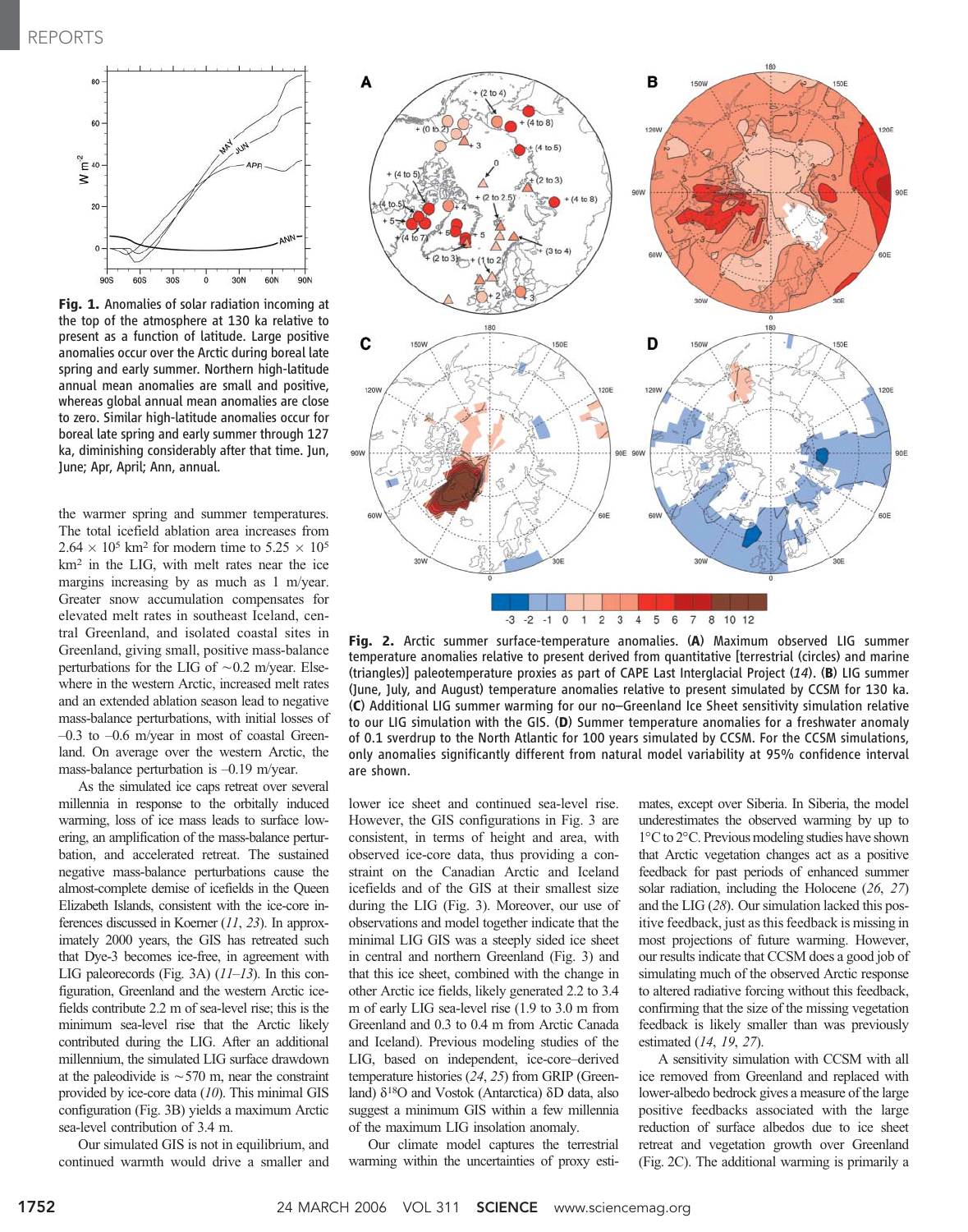**Fig. 1.** Anomalies of solar radiation incoming at the top of the atmosphere at 130 ka relative to present as a function of latitude. Large positive anomalies occur over the Arctic during boreal late spring and early summer. Northern high-latitude annual mean anomalies are small and positive, whereas global annual mean anomalies are close to zero. Similar high-latitude anomalies occur for boreal late spring and early summer through 127 ka, diminishing considerably after that time. Jun, June; Apr, April; Ann, annual.

**Fig. 2.** Arctic summer surface-temperature anomalies. (**A**) Maximum observed LIG summer temperature anomalies relative to present derived from quantitative [terrestrial (circles) and marine (triangles)] paleotemperature proxies as part of CAPE Last Interglacial Project (*14*). (**B**) LIG summer (June, July, and August) temperature anomalies relative to present simulated by CCSM for 130 ka. (**C**) Additional LIG summer warming for our no–Greenland Ice Sheet sensitivity simulation relative to our LIG simulation with the GIS. (**D**) Summer temperature anomalies for a freshwater anomaly of 0.1 sverdrup to the North Atlantic for 100 years simulated by CCSM. For the CCSM simulations, only anomalies significantly different from natural model variability at 95% confidence interval are shown.

the warmer spring and summer temperatures. The total icefield ablation area increases from $2.64 \times 10^5$ km$^2$ for modern time to $5.25 \times 10^5$ km$^2$ in the LIG, with melt rates near the ice margins increasing by as much as 1 m/year. Greater snow accumulation compensates for elevated melt rates in southeast Iceland, central Greenland, and isolated coastal sites in Greenland, giving small, positive mass-balance perturbations for the LIG of ~0.2 m/year. Elsewhere in the western Arctic, increased melt rates and an extended ablation season lead to negative mass-balance perturbations, with initial losses of –0.3 to –0.6 m/year in most of coastal Greenland. On average over the western Arctic, the mass-balance perturbation is –0.19 m/year.

As the simulated ice caps retreat over several millennia in response to the orbitally induced warming, loss of ice mass leads to surface lowering, an amplification of the mass-balance perturbation, and accelerated retreat. The sustained negative mass-balance perturbations cause the almost-complete demise of icefields in the Queen Elizabeth Islands, consistent with the ice-core inferences discussed in Koerner (*11*, *23*). In approximately 2000 years, the GIS has retreated such that Dye-3 becomes ice-free, in agreement with LIG paleorecords (Fig. 3A) (*11*–*13*). In this configuration, Greenland and the western Arctic icefields contribute 2.2 m of sea-level rise; this is the minimum sea-level rise that the Arctic likely contributed during the LIG. After an additional millennium, the simulated LIG surface drawdown at the paleodivide is ~570 m, near the constraint provided by ice-core data (*10*). This minimal GIS configuration (Fig. 3B) yields a maximum Arctic sea-level contribution of 3.4 m.

Our simulated GIS is not in equilibrium, and continued warmth would drive a smaller and lower ice sheet and continued sea-level rise. However, the GIS configurations in Fig. 3 are consistent, in terms of height and area, with observed ice-core data, thus providing a constraint on the Canadian Arctic and Iceland icefields and of the GIS at their smallest size during the LIG (Fig. 3). Moreover, our use of observations and model together indicate that the minimal LIG GIS was a steeply sided ice sheet in central and northern Greenland (Fig. 3) and that this ice sheet, combined with the change in other Arctic ice fields, likely generated 2.2 to 3.4 m of early LIG sea-level rise (1.9 to 3.0 m from Greenland and 0.3 to 0.4 m from Arctic Canada and Iceland). Previous modeling studies of the LIG, based on independent, ice-core–derived temperature histories (*24*, *25*) from GRIP (Greenland) $\delta^{18}$O and Vostok (Antarctica) $\delta$D data, also suggest a minimum GIS within a few millennia of the maximum LIG insolation anomaly.

Our climate model captures the terrestrial warming within the uncertainties of proxy estimates, except over Siberia. In Siberia, the model underestimates the observed warming by up to 1°C to 2°C. Previous modeling studies have shown that Arctic vegetation changes act as a positive feedback for past periods of enhanced summer solar radiation, including the Holocene (*26*, *27*) and the LIG (*28*). Our simulation lacked this positive feedback, just as this feedback is missing in most projections of future warming. However, our results indicate that CCSM does a good job of simulating much of the observed Arctic response to altered radiative forcing without this feedback, confirming that the size of the missing vegetation feedback is likely smaller than was previously estimated (*14*, *19*, *27*).

A sensitivity simulation with CCSM with all ice removed from Greenland and replaced with lower-albedo bedrock gives a measure of the large positive feedbacks associated with the large reduction of surface albedos due to ice sheet retreat and vegetation growth over Greenland (Fig. 2C). The additional warming is primarily a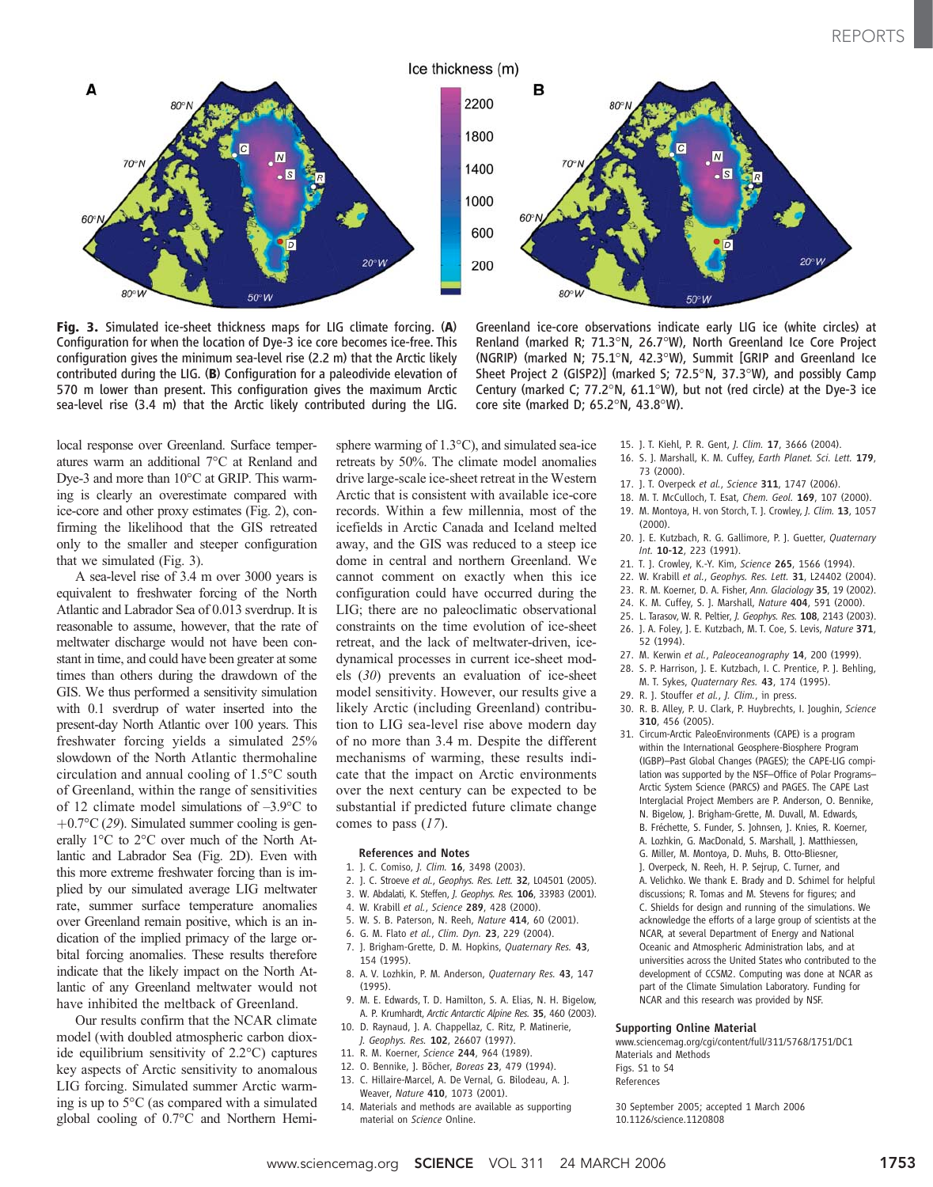Ice thickness (m)

A

B

2200

1800

1400

1000

600

200

80°N

70°N

60°N

80°W

50°W

20°W

C

N

S

R

D

**Fig. 3.** Simulated ice-sheet thickness maps for LIG climate forcing. (**A**) Configuration for when the location of Dye-3 ice core becomes ice-free. This configuration gives the minimum sea-level rise (2.2 m) that the Arctic likely contributed during the LIG. (**B**) Configuration for a paleodivide elevation of 570 m lower than present. This configuration gives the maximum Arctic sea-level rise (3.4 m) that the Arctic likely contributed during the LIG. Greenland ice-core observations indicate early LIG ice (white circles) at Renland (marked R; 71.3°N, 26.7°W), North Greenland Ice Core Project (NGRIP) (marked N; 75.1°N, 42.3°W), Summit [GRIP and Greenland Ice Sheet Project 2 (GISP2)] (marked S; 72.5°N, 37.3°W), and possibly Camp Century (marked C; 77.2°N, 61.1°W), but not (red circle) at the Dye-3 ice core site (marked D; 65.2°N, 43.8°W).

local response over Greenland. Surface temperatures warm an additional 7°C at Renland and Dye-3 and more than 10°C at GRIP. This warming is clearly an overestimate compared with ice-core and other proxy estimates (Fig. 2), confirming the likelihood that the GIS retreated only to the smaller and steeper configuration that we simulated (Fig. 3).

A sea-level rise of 3.4 m over 3000 years is equivalent to freshwater forcing of the North Atlantic and Labrador Sea of 0.013 sverdrup. It is reasonable to assume, however, that the rate of meltwater discharge would not have been constant in time, and could have been greater at some times than others during the drawdown of the GIS. We thus performed a sensitivity simulation with 0.1 sverdrup of water inserted into the present-day North Atlantic over 100 years. This freshwater forcing yields a simulated 25% slowdown of the North Atlantic thermohaline circulation and annual cooling of 1.5°C south of Greenland, within the range of sensitivities of 12 climate model simulations of –3.9°C to +0.7°C (*29*). Simulated summer cooling is generally 1°C to 2°C over much of the North Atlantic and Labrador Sea (Fig. 2D). Even with this more extreme freshwater forcing than is implied by our simulated average LIG meltwater rate, summer surface temperature anomalies over Greenland remain positive, which is an indication of the implied primacy of the large orbital forcing anomalies. These results therefore indicate that the likely impact on the North Atlantic of any Greenland meltwater would not have inhibited the meltback of Greenland.

Our results confirm that the NCAR climate model (with doubled atmospheric carbon dioxide equilibrium sensitivity of 2.2°C) captures key aspects of Arctic sensitivity to anomalous LIG forcing. Simulated summer Arctic warming is up to 5°C (as compared with a simulated global cooling of 0.7°C and Northern Hemisphere warming of 1.3°C), and simulated sea-ice retreats by 50%. The climate model anomalies drive large-scale ice-sheet retreat in the Western Arctic that is consistent with available ice-core records. Within a few millennia, most of the icefields in Arctic Canada and Iceland melted away, and the GIS was reduced to a steep ice dome in central and northern Greenland. We cannot comment on exactly when this ice configuration could have occurred during the LIG; there are no paleoclimatic observational constraints on the time evolution of ice-sheet retreat, and the lack of meltwater-driven, ice-dynamical processes in current ice-sheet models (*30*) prevents an evaluation of ice-sheet model sensitivity. However, our results give a likely Arctic (including Greenland) contribution to LIG sea-level rise above modern day of no more than 3.4 m. Despite the different mechanisms of warming, these results indicate that the impact on Arctic environments over the next century can be expected to be substantial if predicted future climate change comes to pass (*17*).

### References and Notes

1. J. C. Comiso, *J. Clim.* **16**, 3498 (2003).
2. J. C. Stroeve *et al.*, *Geophys. Res. Lett.* **32**, L04501 (2005).
3. W. Abdalati, K. Steffen, *J. Geophys. Res.* **106**, 33983 (2001).
4. W. Krabill *et al.*, *Science* **289**, 428 (2000).
5. W. S. B. Paterson, N. Reeh, *Nature* **414**, 60 (2001).
6. G. M. Flato *et al.*, *Clim. Dyn.* **23**, 229 (2004).
7. J. Brigham-Grette, D. M. Hopkins, *Quaternary Res.* **43**, 154 (1995).
8. A. V. Lozhkin, P. M. Anderson, *Quaternary Res.* **43**, 147 (1995).
9. M. E. Edwards, T. D. Hamilton, S. A. Elias, N. H. Bigelow, A. P. Krumhardt, *Arctic Antarctic Alpine Res.* **35**, 460 (2003).
10. D. Raynaud, J. A. Chappellaz, C. Ritz, P. Matinerie, *J. Geophys. Res.* **102**, 26607 (1997).
11. R. M. Koerner, *Science* **244**, 964 (1989).
12. O. Bennike, J. Böcher, *Boreas* **23**, 479 (1994).
13. C. Hillaire-Marcel, A. De Vernal, G. Bilodeau, A. J. Weaver, *Nature* **410**, 1073 (2001).
14. Materials and methods are available as supporting material on *Science* Online.
15. J. T. Kiehl, P. R. Gent, *J. Clim.* **17**, 3666 (2004).
16. S. J. Marshall, K. M. Cuffey, *Earth Planet. Sci. Lett.* **179**, 73 (2000).
17. J. T. Overpeck *et al.*, *Science* **311**, 1747 (2006).
18. M. T. McCulloch, T. Esat, *Chem. Geol.* **169**, 107 (2000).
19. M. Montoya, H. von Storch, T. J. Crowley, *J. Clim.* **13**, 1057 (2000).
20. J. E. Kutzbach, R. G. Gallimore, P. J. Guetter, *Quaternary Int.* **10-12**, 223 (1991).
21. T. J. Crowley, K.-Y. Kim, *Science* **265**, 1566 (1994).
22. W. Krabill *et al.*, *Geophys. Res. Lett.* **31**, L24402 (2004).
23. R. M. Koerner, D. A. Fisher, *Ann. Glaciology* **35**, 19 (2002).
24. K. M. Cuffey, S. J. Marshall, *Nature* **404**, 591 (2000).
25. L. Tarasov, W. R. Peltier, *J. Geophys. Res.* **108**, 2143 (2003).
26. J. A. Foley, J. E. Kutzbach, M. T. Coe, S. Levis, *Nature* **371**, 52 (1994).
27. M. Kerwin *et al.*, *Paleoceanography* **14**, 200 (1999).
28. S. P. Harrison, J. E. Kutzbach, I. C. Prentice, P. J. Behling, M. T. Sykes, *Quaternary Res.* **43**, 174 (1995).
29. R. J. Stouffer *et al.*, *J. Clim.*, in press.
30. R. B. Alley, P. U. Clark, P. Huybrechts, I. Joughin, *Science* **310**, 456 (2005).
31. Circum-Arctic PaleoEnvironments (CAPE) is a program within the International Geosphere-Biosphere Program (IGBP)–Past Global Changes (PAGES); the CAPE-LIG compilation was supported by the NSF–Office of Polar Programs–Arctic System Science (PARCS) and PAGES. The CAPE Last Interglacial Project Members are P. Anderson, O. Bennike, N. Bigelow, J. Brigham-Grette, M. Duvall, M. Edwards, B. Fréchette, S. Funder, S. Johnsen, J. Knies, R. Koerner, A. Lozhkin, G. MacDonald, S. Marshall, J. Matthiessen, G. Miller, M. Montoya, D. Muhs, B. Otto-Bliesner, J. Overpeck, N. Reeh, H. P. Sejrup, C. Turner, and A. Velichko. We thank E. Brady and D. Schimel for helpful discussions; R. Tomas and M. Stevens for figures; and C. Shields for design and running of the simulations. We acknowledge the efforts of a large group of scientists at the NCAR, at several Department of Energy and National Oceanic and Atmospheric Administration labs, and at universities across the United States who contributed to the development of CCSM2. Computing was done at NCAR as part of the Climate Simulation Laboratory. Funding for NCAR and this research was provided by NSF.

### Supporting Online Material

www.sciencemag.org/cgi/content/full/311/5768/1751/DC1
Materials and Methods
Figs. S1 to S4
References

30 September 2005; accepted 1 March 2006
10.1126/science.1120808